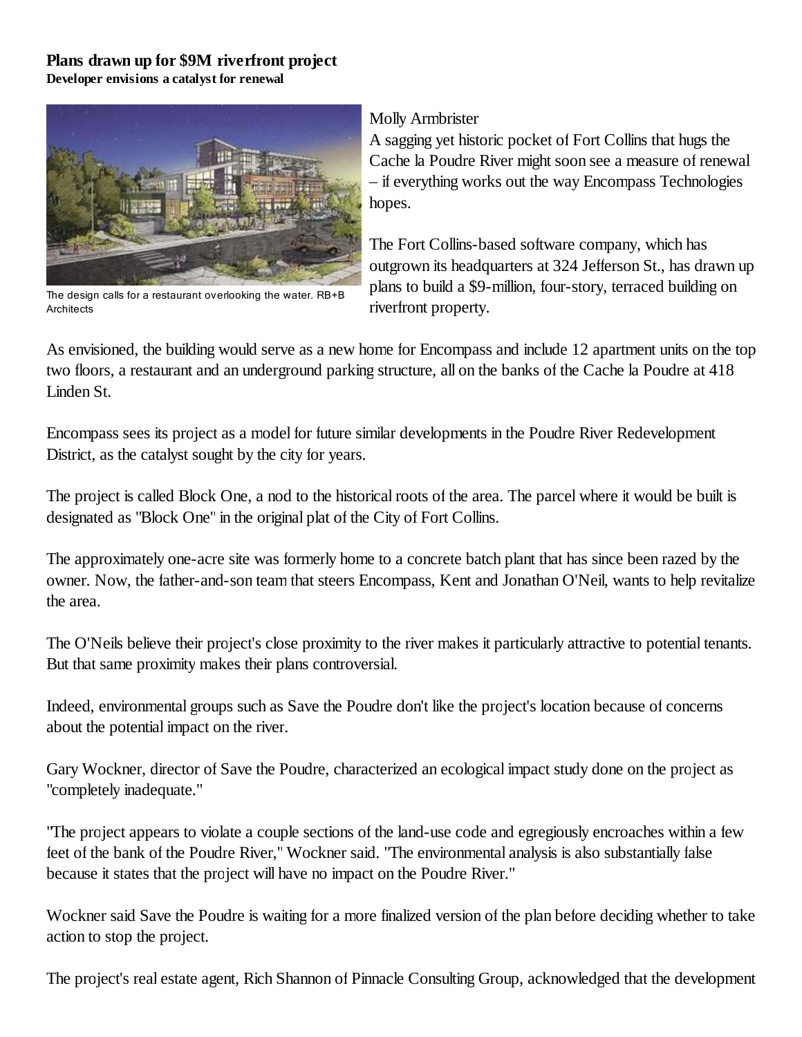# Plans drawn up for $9M riverfront project

**Developer envisions a catalyst for renewal**

The design calls for a restaurant overlooking the water. RB+B Architects

Molly Armbrister

A sagging yet historic pocket of Fort Collins that hugs the Cache la Poudre River might soon see a measure of renewal – if everything works out the way Encompass Technologies hopes.

The Fort Collins-based software company, which has outgrown its headquarters at 324 Jefferson St., has drawn up plans to build a $9-million, four-story, terraced building on riverfront property.

As envisioned, the building would serve as a new home for Encompass and include 12 apartment units on the top two floors, a restaurant and an underground parking structure, all on the banks of the Cache la Poudre at 418 Linden St.

Encompass sees its project as a model for future similar developments in the Poudre River Redevelopment District, as the catalyst sought by the city for years.

The project is called Block One, a nod to the historical roots of the area. The parcel where it would be built is designated as "Block One" in the original plat of the City of Fort Collins.

The approximately one-acre site was formerly home to a concrete batch plant that has since been razed by the owner. Now, the father-and-son team that steers Encompass, Kent and Jonathan O'Neil, wants to help revitalize the area.

The O'Neils believe their project's close proximity to the river makes it particularly attractive to potential tenants. But that same proximity makes their plans controversial.

Indeed, environmental groups such as Save the Poudre don't like the project's location because of concerns about the potential impact on the river.

Gary Wockner, director of Save the Poudre, characterized an ecological impact study done on the project as "completely inadequate."

"The project appears to violate a couple sections of the land-use code and egregiously encroaches within a few feet of the bank of the Poudre River," Wockner said. "The environmental analysis is also substantially false because it states that the project will have no impact on the Poudre River."

Wockner said Save the Poudre is waiting for a more finalized version of the plan before deciding whether to take action to stop the project.

The project's real estate agent, Rich Shannon of Pinnacle Consulting Group, acknowledged that the development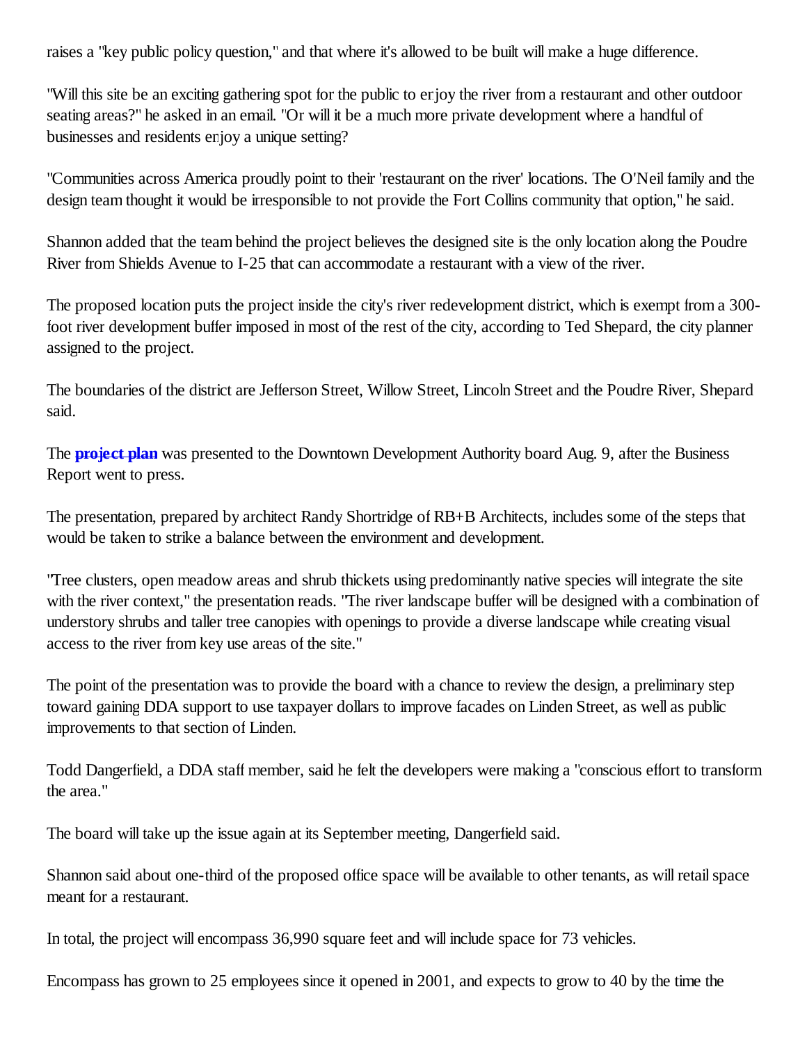raises a "key public policy question," and that where it's allowed to be built will make a huge difference.

"Will this site be an exciting gathering spot for the public to enjoy the river from a restaurant and other outdoor seating areas?" he asked in an email. "Or will it be a much more private development where a handful of businesses and residents enjoy a unique setting?

"Communities across America proudly point to their 'restaurant on the river' locations. The O'Neil family and the design team thought it would be irresponsible to not provide the Fort Collins community that option," he said.

Shannon added that the team behind the project believes the designed site is the only location along the Poudre River from Shields Avenue to I-25 that can accommodate a restaurant with a view of the river.

The proposed location puts the project inside the city's river redevelopment district, which is exempt from a 300-foot river development buffer imposed in most of the rest of the city, according to Ted Shepard, the city planner assigned to the project.

The boundaries of the district are Jefferson Street, Willow Street, Lincoln Street and the Poudre River, Shepard said.

The **project plan** was presented to the Downtown Development Authority board Aug. 9, after the Business Report went to press.

The presentation, prepared by architect Randy Shortridge of RB+B Architects, includes some of the steps that would be taken to strike a balance between the environment and development.

"Tree clusters, open meadow areas and shrub thickets using predominantly native species will integrate the site with the river context," the presentation reads. "The river landscape buffer will be designed with a combination of understory shrubs and taller tree canopies with openings to provide a diverse landscape while creating visual access to the river from key use areas of the site."

The point of the presentation was to provide the board with a chance to review the design, a preliminary step toward gaining DDA support to use taxpayer dollars to improve facades on Linden Street, as well as public improvements to that section of Linden.

Todd Dangerfield, a DDA staff member, said he felt the developers were making a "conscious effort to transform the area."

The board will take up the issue again at its September meeting, Dangerfield said.

Shannon said about one-third of the proposed office space will be available to other tenants, as will retail space meant for a restaurant.

In total, the project will encompass 36,990 square feet and will include space for 73 vehicles.

Encompass has grown to 25 employees since it opened in 2001, and expects to grow to 40 by the time the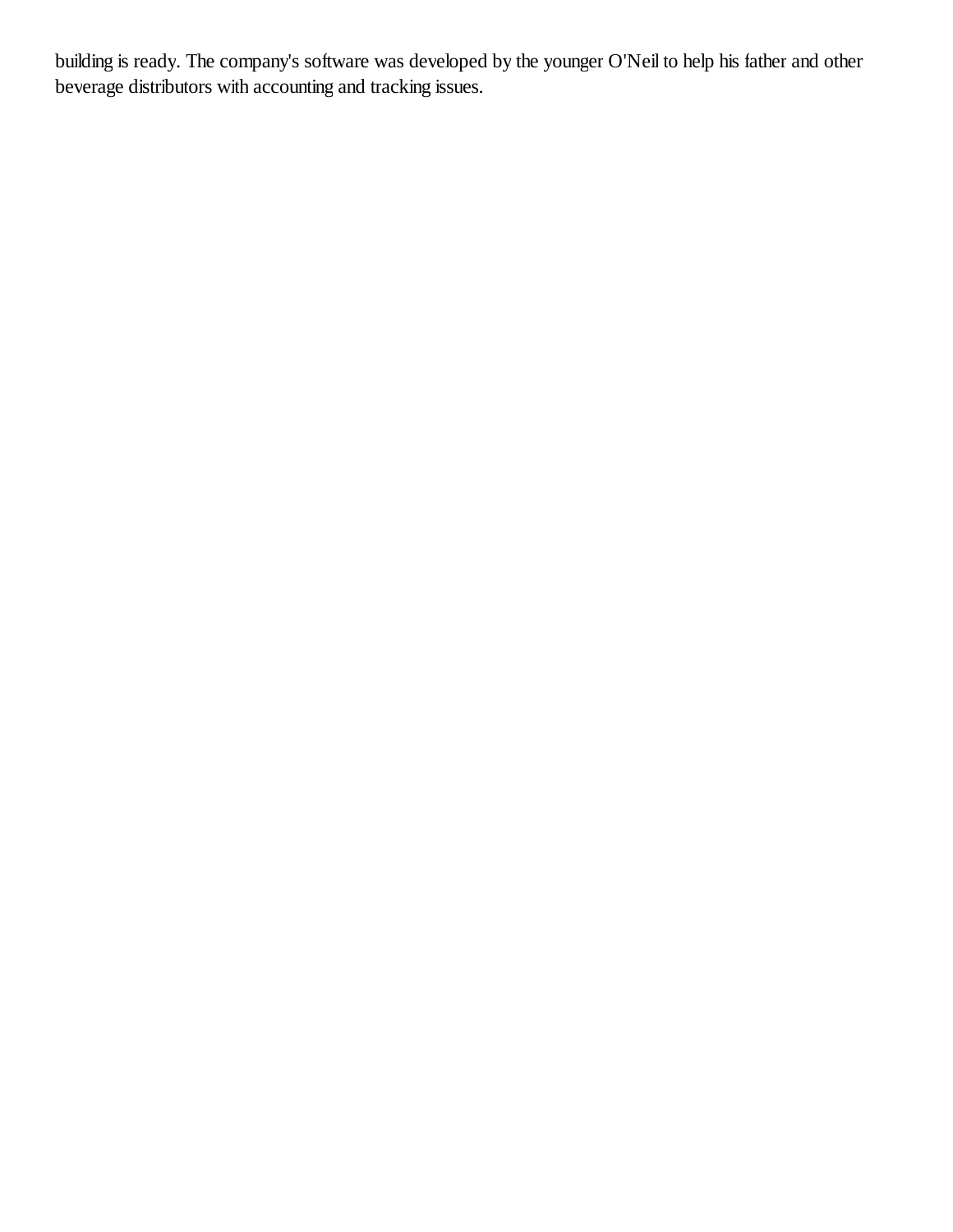building is ready. The company's software was developed by the younger O'Neil to help his father and other beverage distributors with accounting and tracking issues.